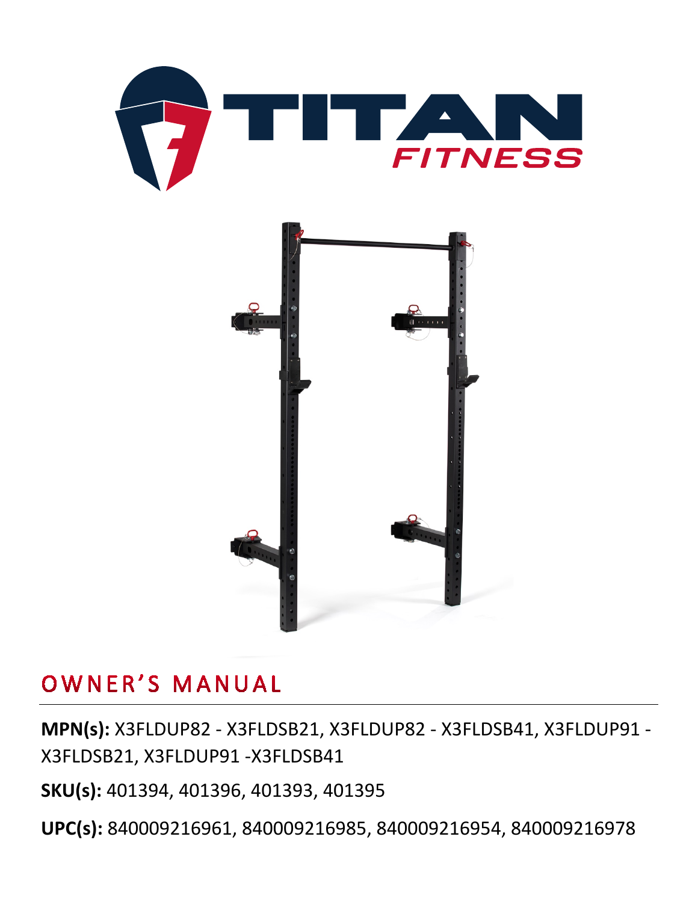# OWNER'S MANUAL

**MPN(s):** X3FLDUP82 - X3FLDSB21, X3FLDUP82 - X3FLDSB41, X3FLDUP91 - X3FLDSB21, X3FLDUP91 -X3FLDSB41

**SKU(s):** 401394, 401396, 401393, 401395

**UPC(s):** 840009216961, 840009216985, 840009216954, 840009216978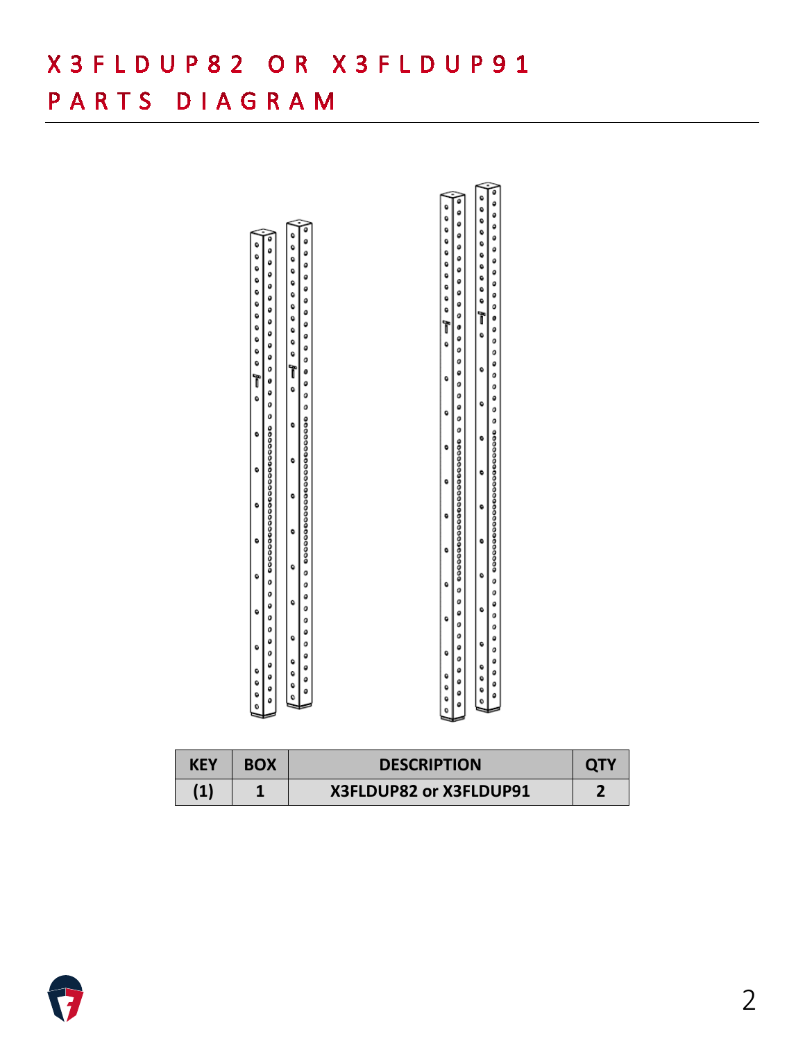# X3FLDUP82 OR X3FLDUP91 PARTS DIAGRAM

| KEY | BOX | DESCRIPTION | QTY |
| --- | --- | --- | --- |
| (1) | 1 | X3FLDUP82 or X3FLDUP91 | 2 |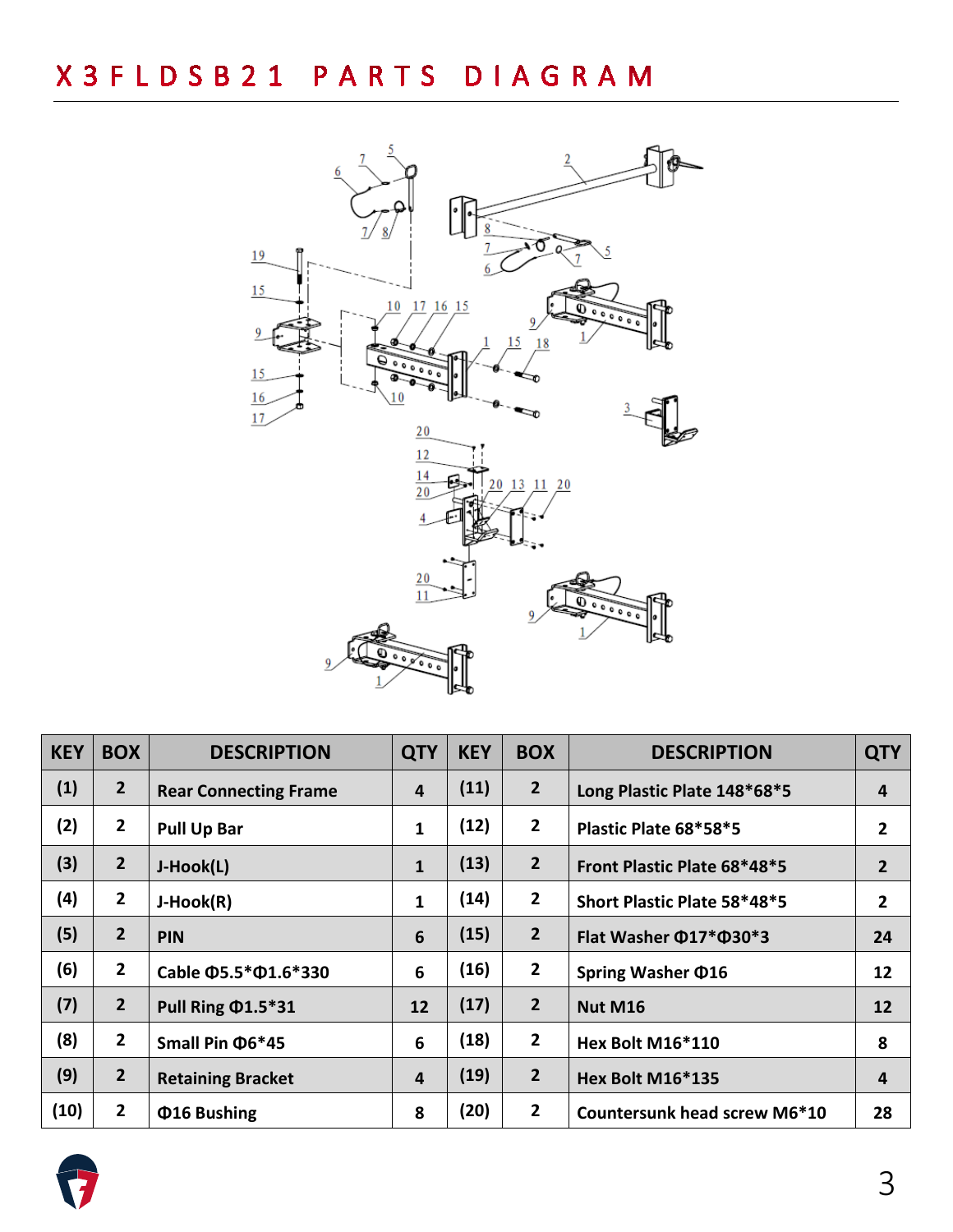# X3FLDSB21 PARTS DIAGRAM

| KEY | BOX | DESCRIPTION | QTY | KEY | BOX | DESCRIPTION | QTY |
|---|---|---|---|---|---|---|---|
| (1) | 2 | Rear Connecting Frame | 4 | (11) | 2 | Long Plastic Plate 148*68*5 | 4 |
| (2) | 2 | Pull Up Bar | 1 | (12) | 2 | Plastic Plate 68*58*5 | 2 |
| (3) | 2 | J-Hook(L) | 1 | (13) | 2 | Front Plastic Plate 68*48*5 | 2 |
| (4) | 2 | J-Hook(R) | 1 | (14) | 2 | Short Plastic Plate 58*48*5 | 2 |
| (5) | 2 | PIN | 6 | (15) | 2 | Flat Washer Φ17*Φ30*3 | 24 |
| (6) | 2 | Cable Φ5.5*Φ1.6*330 | 6 | (16) | 2 | Spring Washer Φ16 | 12 |
| (7) | 2 | Pull Ring Φ1.5*31 | 12 | (17) | 2 | Nut M16 | 12 |
| (8) | 2 | Small Pin Φ6*45 | 6 | (18) | 2 | Hex Bolt M16*110 | 8 |
| (9) | 2 | Retaining Bracket | 4 | (19) | 2 | Hex Bolt M16*135 | 4 |
| (10) | 2 | Φ16 Bushing | 8 | (20) | 2 | Countersunk head screw M6*10 | 28 |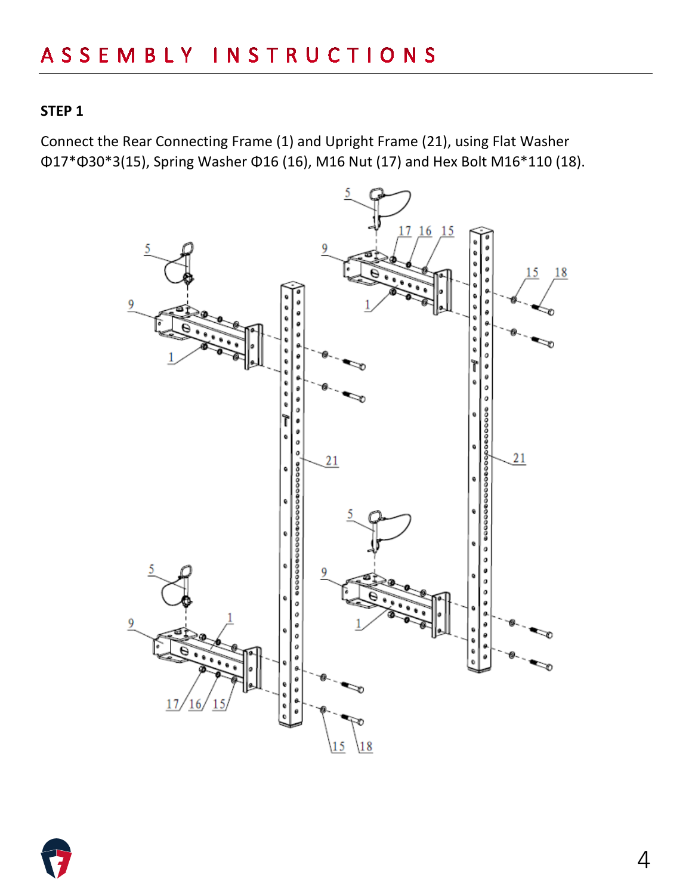# ASSEMBLY INSTRUCTIONS

**STEP 1**

Connect the Rear Connecting Frame (1) and Upright Frame (21), using Flat Washer Φ17*Φ30*3(15), Spring Washer Φ16 (16), M16 Nut (17) and Hex Bolt M16*110 (18).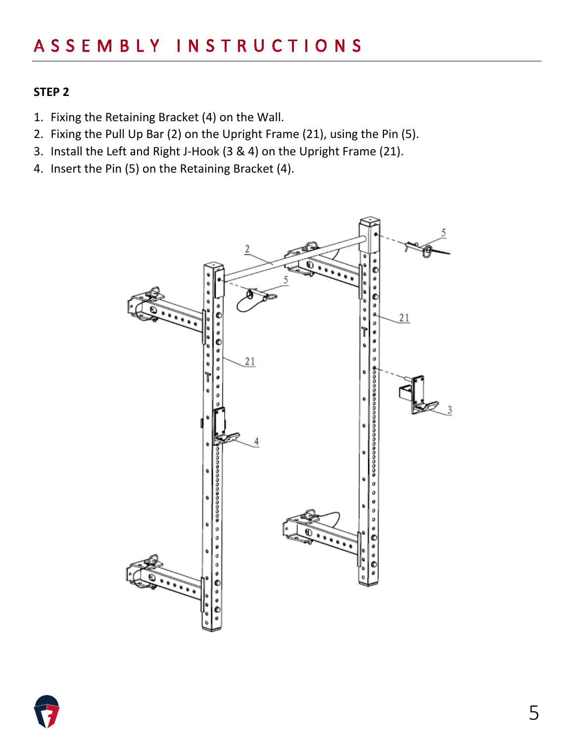# ASSEMBLY INSTRUCTIONS

**STEP 2**

1. Fixing the Retaining Bracket (4) on the Wall.
2. Fixing the Pull Up Bar (2) on the Upright Frame (21), using the Pin (5).
3. Install the Left and Right J-Hook (3 & 4) on the Upright Frame (21).
4. Insert the Pin (5) on the Retaining Bracket (4).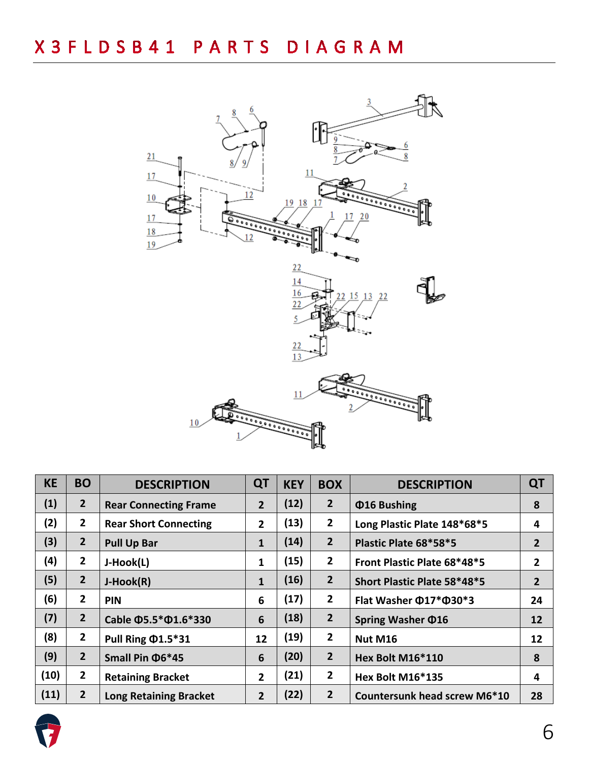# X3FLDSB41 PARTS DIAGRAM

| KE | BO | DESCRIPTION | QT | KEY | BOX | DESCRIPTION | QT |
|---|---|---|---|---|---|---|---|
| (1) | 2 | Rear Connecting Frame | 2 | (12) | 2 | Φ16 Bushing | 8 |
| (2) | 2 | Rear Short Connecting | 2 | (13) | 2 | Long Plastic Plate 148*68*5 | 4 |
| (3) | 2 | Pull Up Bar | 1 | (14) | 2 | Plastic Plate 68*58*5 | 2 |
| (4) | 2 | J-Hook(L) | 1 | (15) | 2 | Front Plastic Plate 68*48*5 | 2 |
| (5) | 2 | J-Hook(R) | 1 | (16) | 2 | Short Plastic Plate 58*48*5 | 2 |
| (6) | 2 | PIN | 6 | (17) | 2 | Flat Washer Φ17*Φ30*3 | 24 |
| (7) | 2 | Cable Φ5.5*Φ1.6*330 | 6 | (18) | 2 | Spring Washer Φ16 | 12 |
| (8) | 2 | Pull Ring Φ1.5*31 | 12 | (19) | 2 | Nut M16 | 12 |
| (9) | 2 | Small Pin Φ6*45 | 6 | (20) | 2 | Hex Bolt M16*110 | 8 |
| (10) | 2 | Retaining Bracket | 2 | (21) | 2 | Hex Bolt M16*135 | 4 |
| (11) | 2 | Long Retaining Bracket | 2 | (22) | 2 | Countersunk head screw M6*10 | 28 |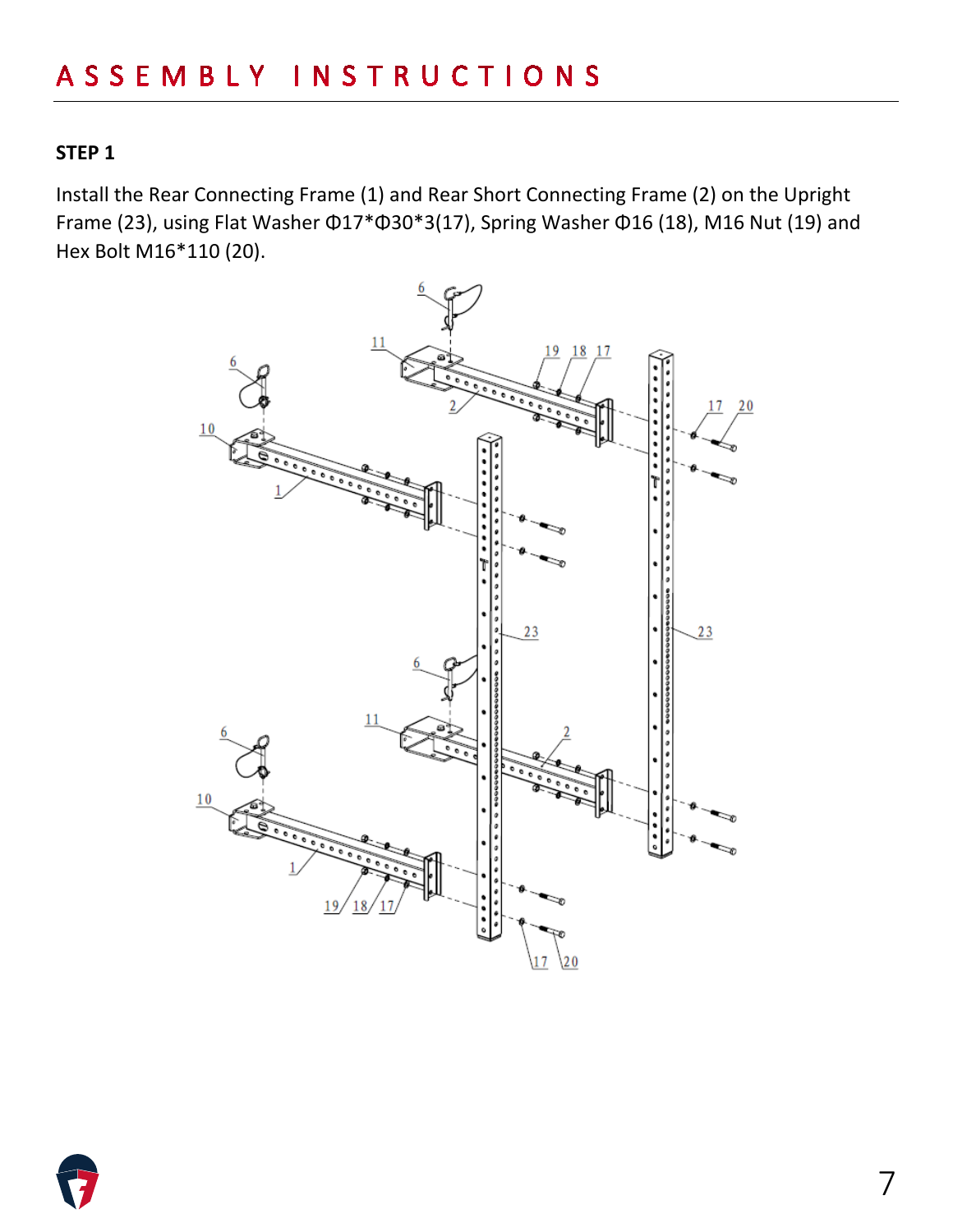# ASSEMBLY INSTRUCTIONS

**STEP 1**

Install the Rear Connecting Frame (1) and Rear Short Connecting Frame (2) on the Upright Frame (23), using Flat Washer Φ17*Φ30*3(17), Spring Washer Φ16 (18), M16 Nut (19) and Hex Bolt M16*110 (20).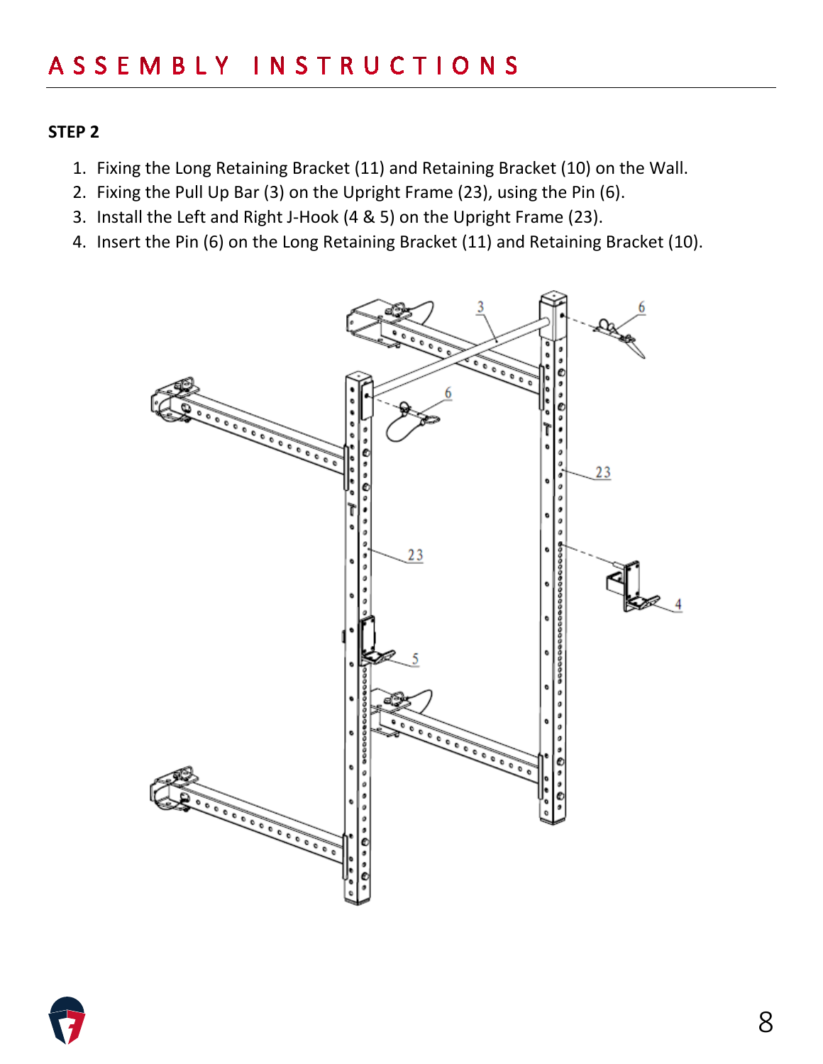# ASSEMBLY INSTRUCTIONS

**STEP 2**

1. Fixing the Long Retaining Bracket (11) and Retaining Bracket (10) on the Wall.
2. Fixing the Pull Up Bar (3) on the Upright Frame (23), using the Pin (6).
3. Install the Left and Right J-Hook (4 & 5) on the Upright Frame (23).
4. Insert the Pin (6) on the Long Retaining Bracket (11) and Retaining Bracket (10).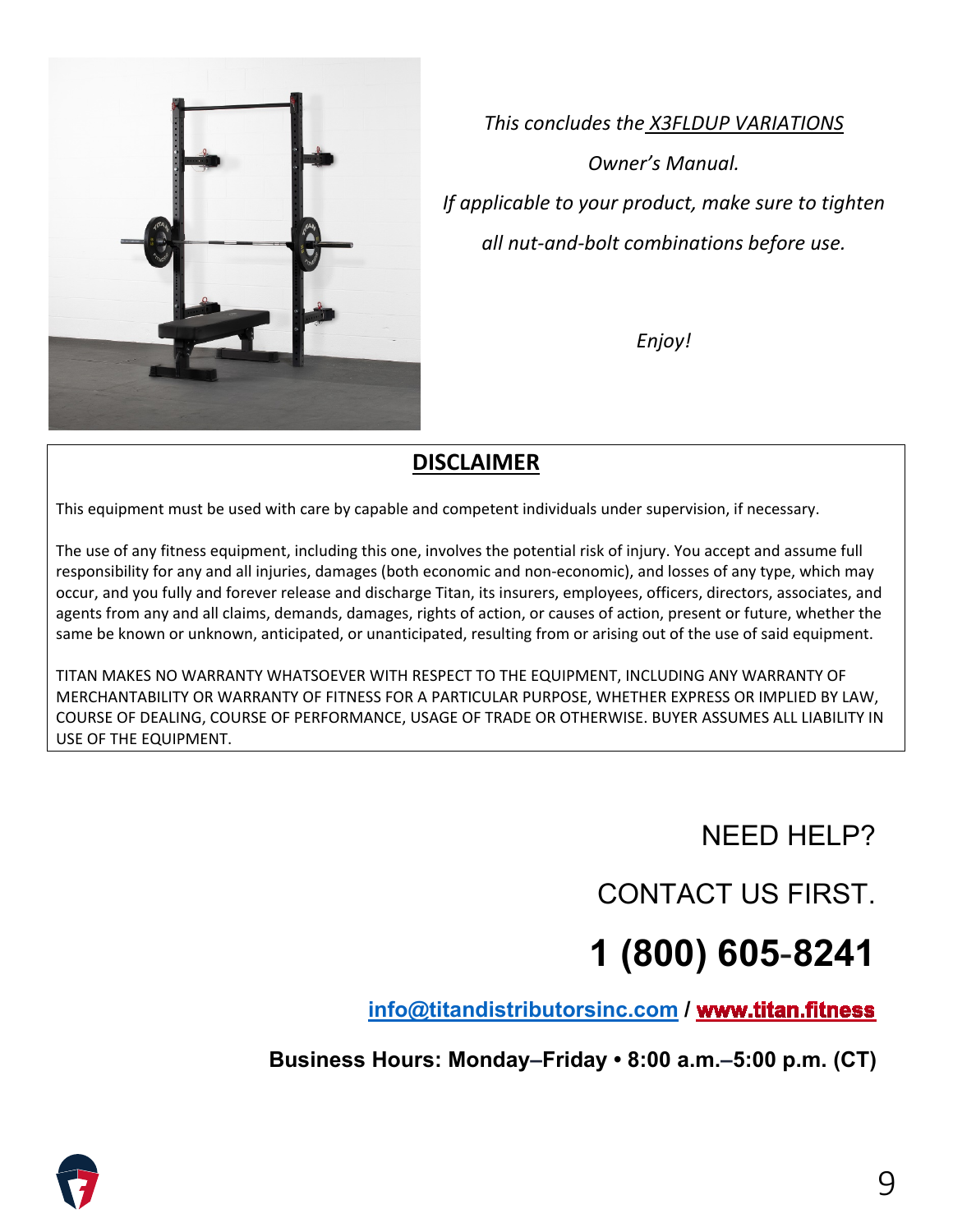*This concludes the* *<u>X3FLDUP VARIATIONS</u>*

*Owner's Manual.*

*If applicable to your product, make sure to tighten all nut-and-bolt combinations before use.*

*Enjoy!*

## DISCLAIMER

This equipment must be used with care by capable and competent individuals under supervision, if necessary.

The use of any fitness equipment, including this one, involves the potential risk of injury. You accept and assume full responsibility for any and all injuries, damages (both economic and non-economic), and losses of any type, which may occur, and you fully and forever release and discharge Titan, its insurers, employees, officers, directors, associates, and agents from any and all claims, demands, damages, rights of action, or causes of action, present or future, whether the same be known or unknown, anticipated, or unanticipated, resulting from or arising out of the use of said equipment.

TITAN MAKES NO WARRANTY WHATSOEVER WITH RESPECT TO THE EQUIPMENT, INCLUDING ANY WARRANTY OF MERCHANTABILITY OR WARRANTY OF FITNESS FOR A PARTICULAR PURPOSE, WHETHER EXPRESS OR IMPLIED BY LAW, COURSE OF DEALING, COURSE OF PERFORMANCE, USAGE OF TRADE OR OTHERWISE. BUYER ASSUMES ALL LIABILITY IN USE OF THE EQUIPMENT.

NEED HELP?

CONTACT US FIRST.

**1 (800) 605-8241**

**info@titandistributorsinc.com / www.titan.fitness**

**Business Hours: Monday–Friday • 8:00 a.m.–5:00 p.m. (CT)**